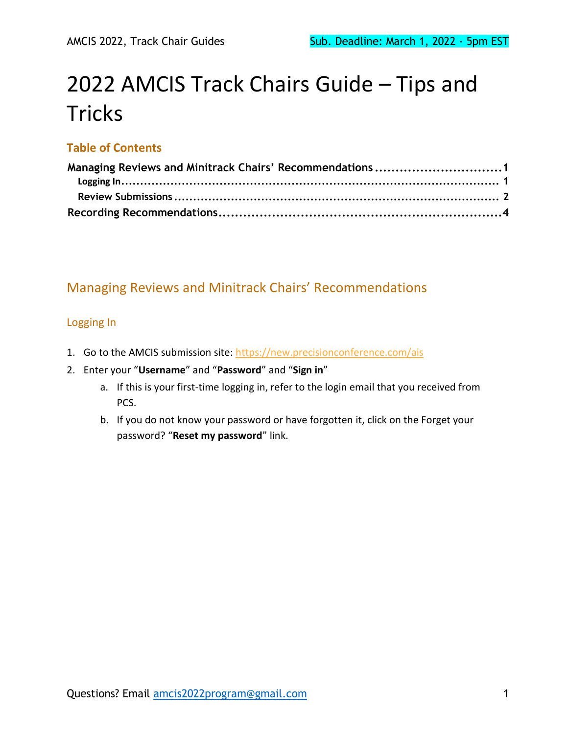# 2022 AMCIS Track Chairs Guide – Tips and Tricks

### Table of Contents

**Managing Reviews and Minitrack Chairs' Recommendations** ............................... 1
- Logging In ............................................................................................. 1
- Review Submissions ................................................................................ 2

**Recording Recommendations** .................................................................... 4

## Managing Reviews and Minitrack Chairs' Recommendations

### Logging In

1. Go to the AMCIS submission site: https://new.precisionconference.com/ais
2. Enter your "**Username**" and "**Password**" and "**Sign in**"
   a. If this is your first-time logging in, refer to the login email that you received from PCS.
   b. If you do not know your password or have forgotten it, click on the Forget your password? "**Reset my password**" link.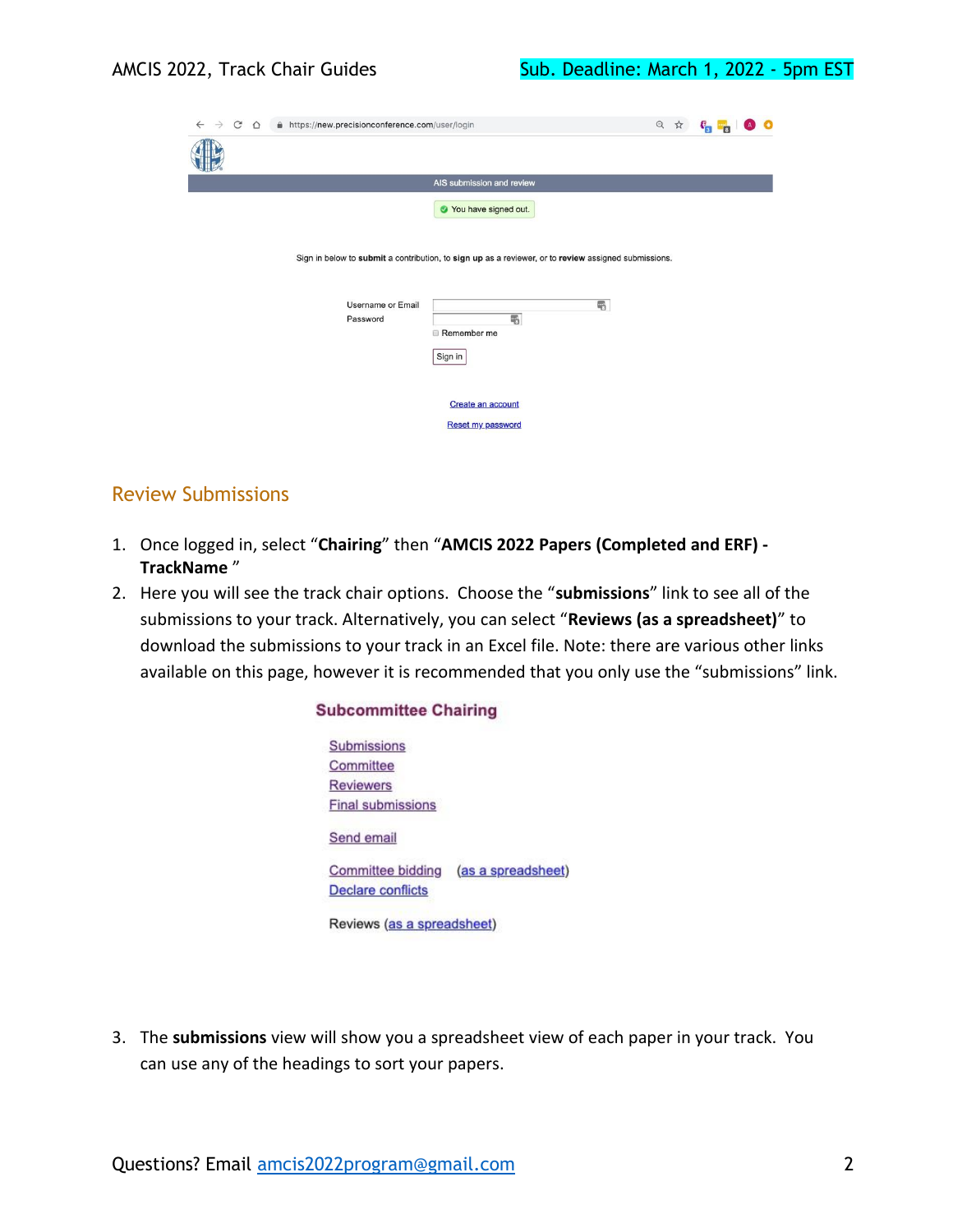## Review Submissions

1. Once logged in, select "**Chairing**" then "**AMCIS 2022 Papers (Completed and ERF) - TrackName** "
2. Here you will see the track chair options. Choose the "**submissions**" link to see all of the submissions to your track. Alternatively, you can select "**Reviews (as a spreadsheet)**" to download the submissions to your track in an Excel file. Note: there are various other links available on this page, however it is recommended that you only use the "submissions" link.
3. The **submissions** view will show you a spreadsheet view of each paper in your track. You can use any of the headings to sort your papers.

Questions? Email amcis2022program@gmail.com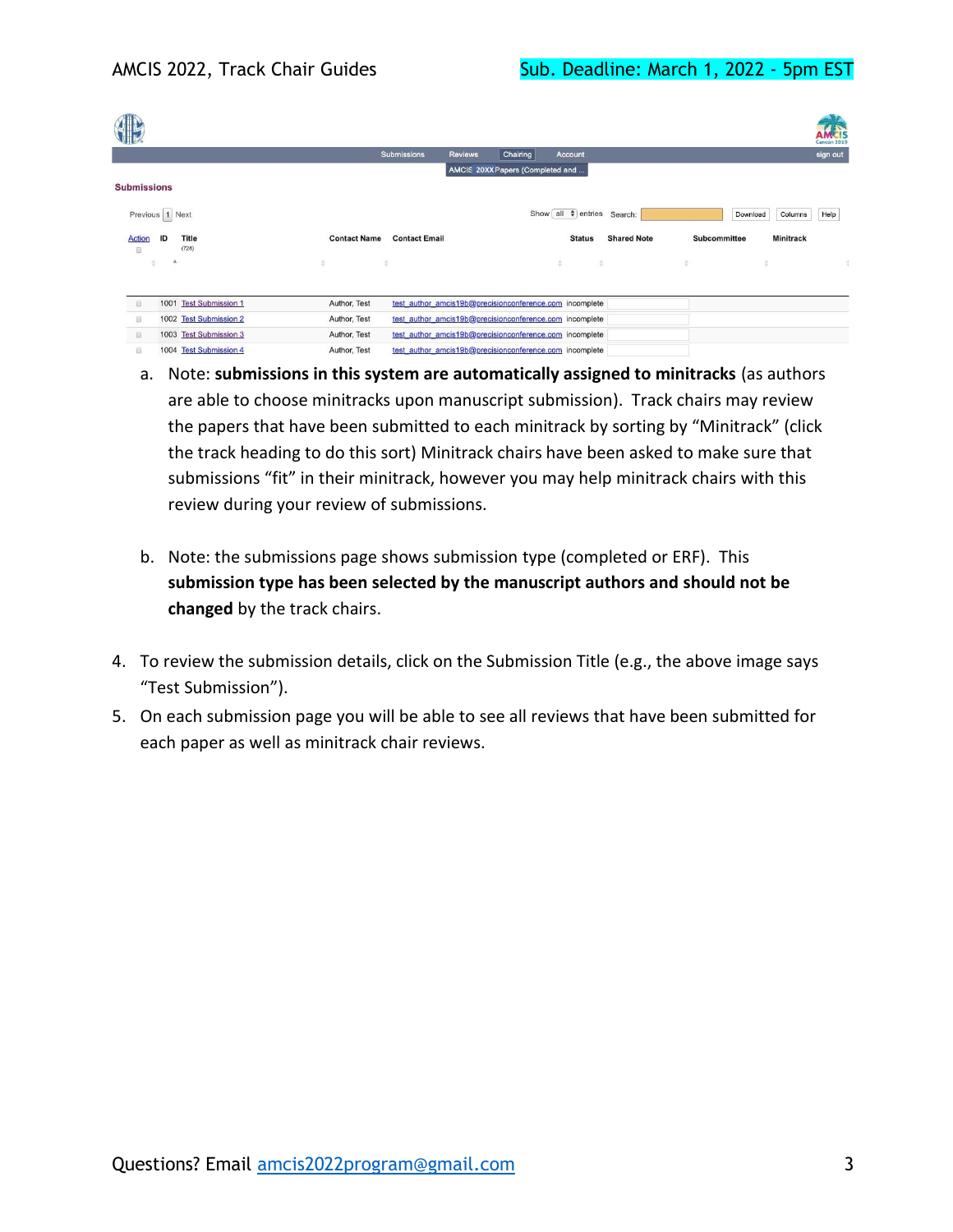| Action | ID | Title | Contact Name | Contact Email | Status | Shared Note | Subcommittee | Minitrack |
|---|---|---|---|---|---|---|---|---|
| | 1001 | Test Submission 1 | Author, Test | test_author_amcis19b@precisionconference.com | incomplete | | | |
| | 1002 | Test Submission 2 | Author, Test | test_author_amcis19b@precisionconference.com | incomplete | | | |
| | 1003 | Test Submission 3 | Author, Test | test_author_amcis19b@precisionconference.com | incomplete | | | |
| | 1004 | Test Submission 4 | Author, Test | test_author_amcis19b@precisionconference.com | incomplete | | | |

a. Note: **submissions in this system are automatically assigned to minitracks** (as authors are able to choose minitracks upon manuscript submission). Track chairs may review the papers that have been submitted to each minitrack by sorting by "Minitrack" (click the track heading to do this sort) Minitrack chairs have been asked to make sure that submissions "fit" in their minitrack, however you may help minitrack chairs with this review during your review of submissions.

b. Note: the submissions page shows submission type (completed or ERF). This **submission type has been selected by the manuscript authors and should not be changed** by the track chairs.

4. To review the submission details, click on the Submission Title (e.g., the above image says "Test Submission").
5. On each submission page you will be able to see all reviews that have been submitted for each paper as well as minitrack chair reviews.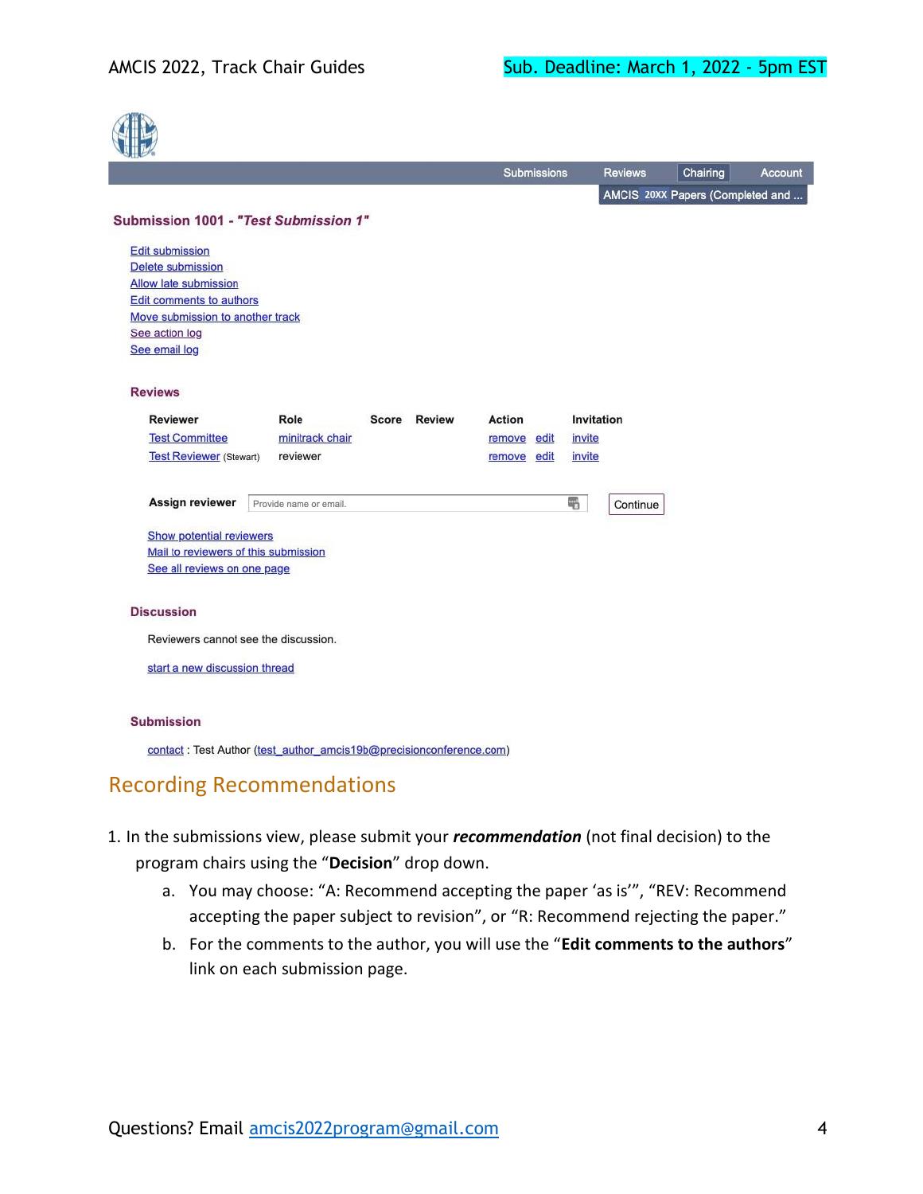Submission 1001 - *"Test Submission 1"*

Edit submission
Delete submission
Allow late submission
Edit comments to authors
Move submission to another track
See action log
See email log

**Reviews**

| Reviewer | Role | Score | Review | Action | Invitation |
|---|---|---|---|---|---|
| Test Committee | minitrack chair | | | remove edit | invite |
| Test Reviewer (Stewart) | reviewer | | | remove edit | invite |

**Assign reviewer** Provide name or email. Continue

Show potential reviewers
Mail to reviewers of this submission
See all reviews on one page

**Discussion**

Reviewers cannot see the discussion.

start a new discussion thread

**Submission**

contact : Test Author (test_author_amcis19b@precisionconference.com)

## Recording Recommendations

1. In the submissions view, please submit your ***recommendation*** (not final decision) to the program chairs using the "**Decision**" drop down.
   a. You may choose: "A: Recommend accepting the paper 'as is'", "REV: Recommend accepting the paper subject to revision", or "R: Recommend rejecting the paper."
   b. For the comments to the author, you will use the "**Edit comments to the authors**" link on each submission page.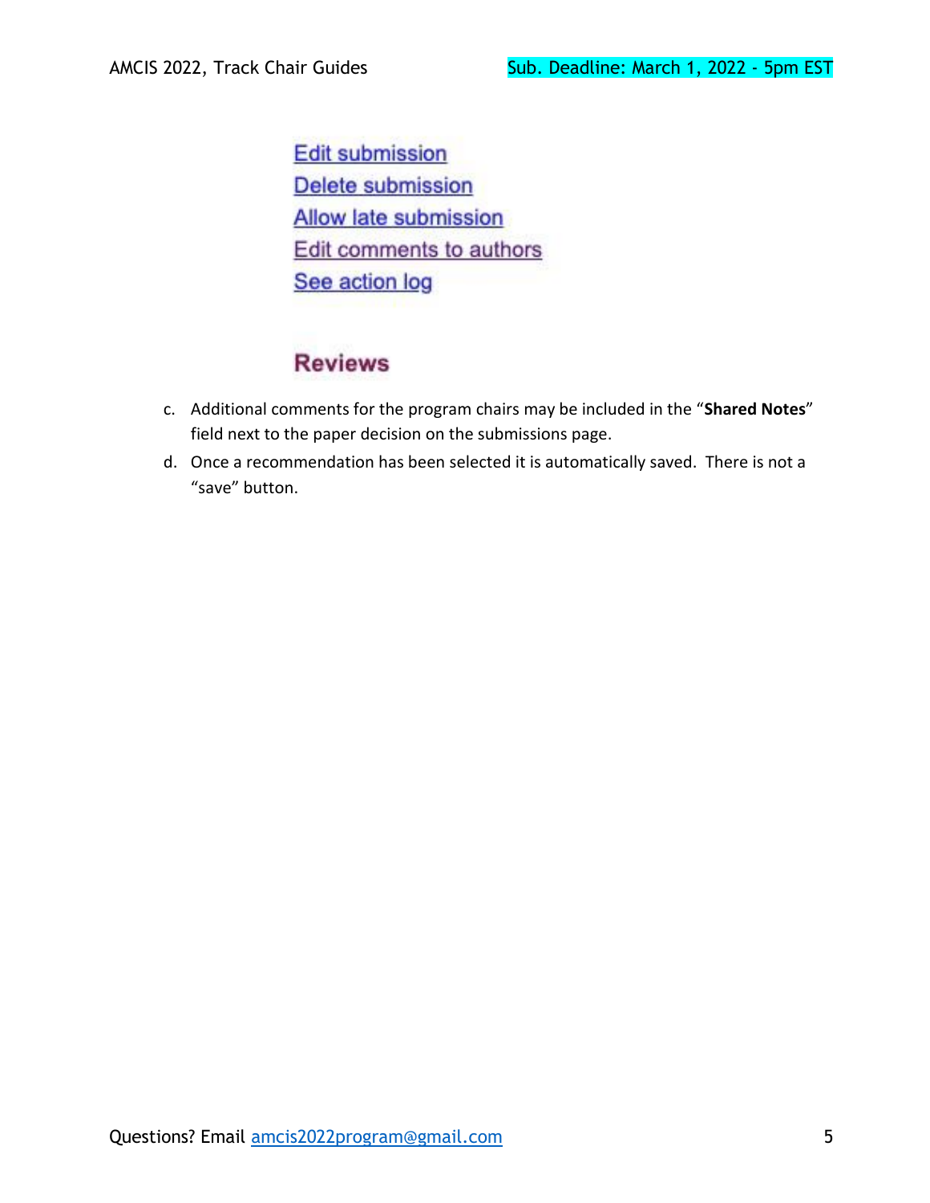Edit submission
Delete submission
Allow late submission
Edit comments to authors
See action log

Reviews

c. Additional comments for the program chairs may be included in the "**Shared Notes**" field next to the paper decision on the submissions page.
d. Once a recommendation has been selected it is automatically saved. There is not a "save" button.